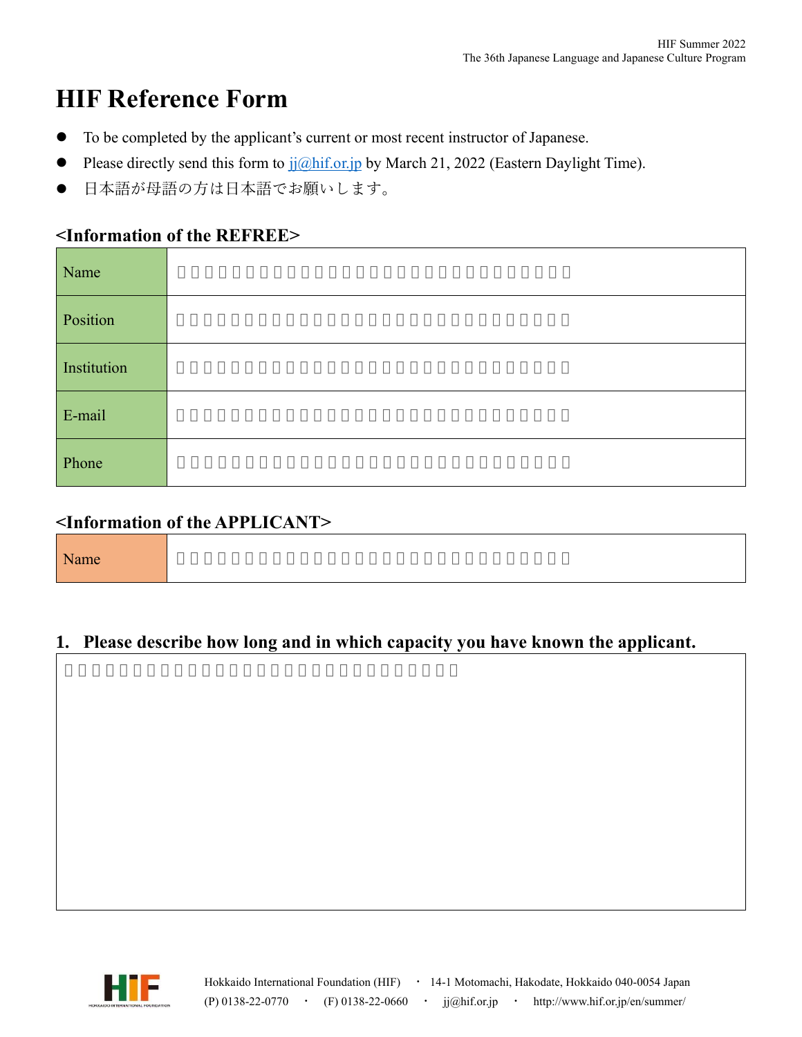# HIF Reference Form

- To be completed by the applicant's current or most recent instructor of Japanese.
- Please directly send this form to jj@hif.or.jp by March 21, 2022 (Eastern Daylight Time).
- 日本語が母語の方は日本語でお願いします。

## <Information of the REFREE>

| Name | |
|---|---|
| Position | |
| Institution | |
| E-mail | |
| Phone | |

## <Information of the APPLICANT>

| Name | |
|---|---|

## 1. Please describe how long and in which capacity you have known the applicant.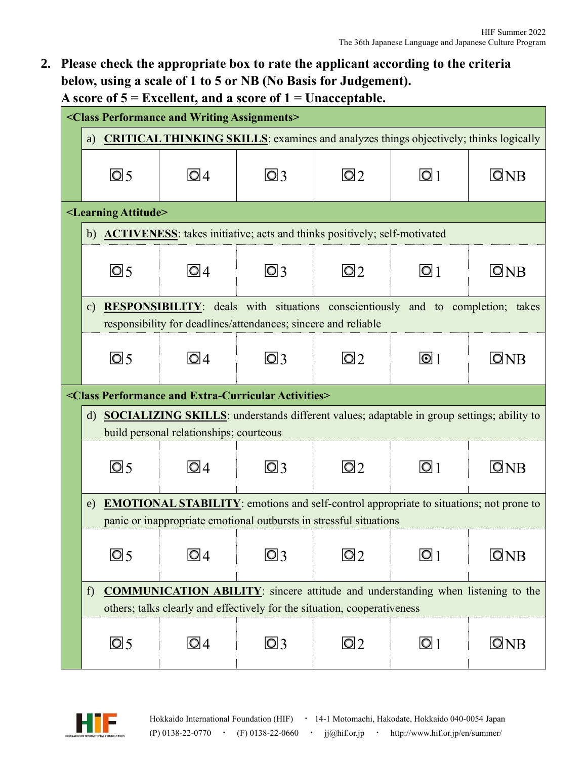**2. Please check the appropriate box to rate the applicant according to the criteria below, using a scale of 1 to 5 or NB (No Basis for Judgement). A score of 5 = Excellent, and a score of 1 = Unacceptable.**

**<Class Performance and Writing Assignments>**

a) **CRITICAL THINKING SKILLS**: examines and analyzes things objectively; thinks logically

| | | | | | |
|---|---|---|---|---|---|
| ☐ 5 | ☐ 4 | ☐ 3 | ☐ 2 | ☐ 1 | ☐ NB |

**<Learning Attitude>**

b) **ACTIVENESS**: takes initiative; acts and thinks positively; self-motivated

| | | | | | |
|---|---|---|---|---|---|
| ☐ 5 | ☐ 4 | ☐ 3 | ☐ 2 | ☐ 1 | ☐ NB |

c) **RESPONSIBILITY**: deals with situations conscientiously and to completion; takes responsibility for deadlines/attendances; sincere and reliable

| | | | | | |
|---|---|---|---|---|---|
| ☐ 5 | ☐ 4 | ☐ 3 | ☐ 2 | ☒ 1 | ☐ NB |

**<Class Performance and Extra-Curricular Activities>**

d) **SOCIALIZING SKILLS**: understands different values; adaptable in group settings; ability to build personal relationships; courteous

| | | | | | |
|---|---|---|---|---|---|
| ☐ 5 | ☐ 4 | ☐ 3 | ☐ 2 | ☐ 1 | ☐ NB |

e) **EMOTIONAL STABILITY**: emotions and self-control appropriate to situations; not prone to panic or inappropriate emotional outbursts in stressful situations

| | | | | | |
|---|---|---|---|---|---|
| ☐ 5 | ☐ 4 | ☐ 3 | ☐ 2 | ☐ 1 | ☐ NB |

f) **COMMUNICATION ABILITY**: sincere attitude and understanding when listening to the others; talks clearly and effectively for the situation, cooperativeness

| | | | | | |
|---|---|---|---|---|---|
| ☐ 5 | ☐ 4 | ☐ 3 | ☐ 2 | ☐ 1 | ☐ NB |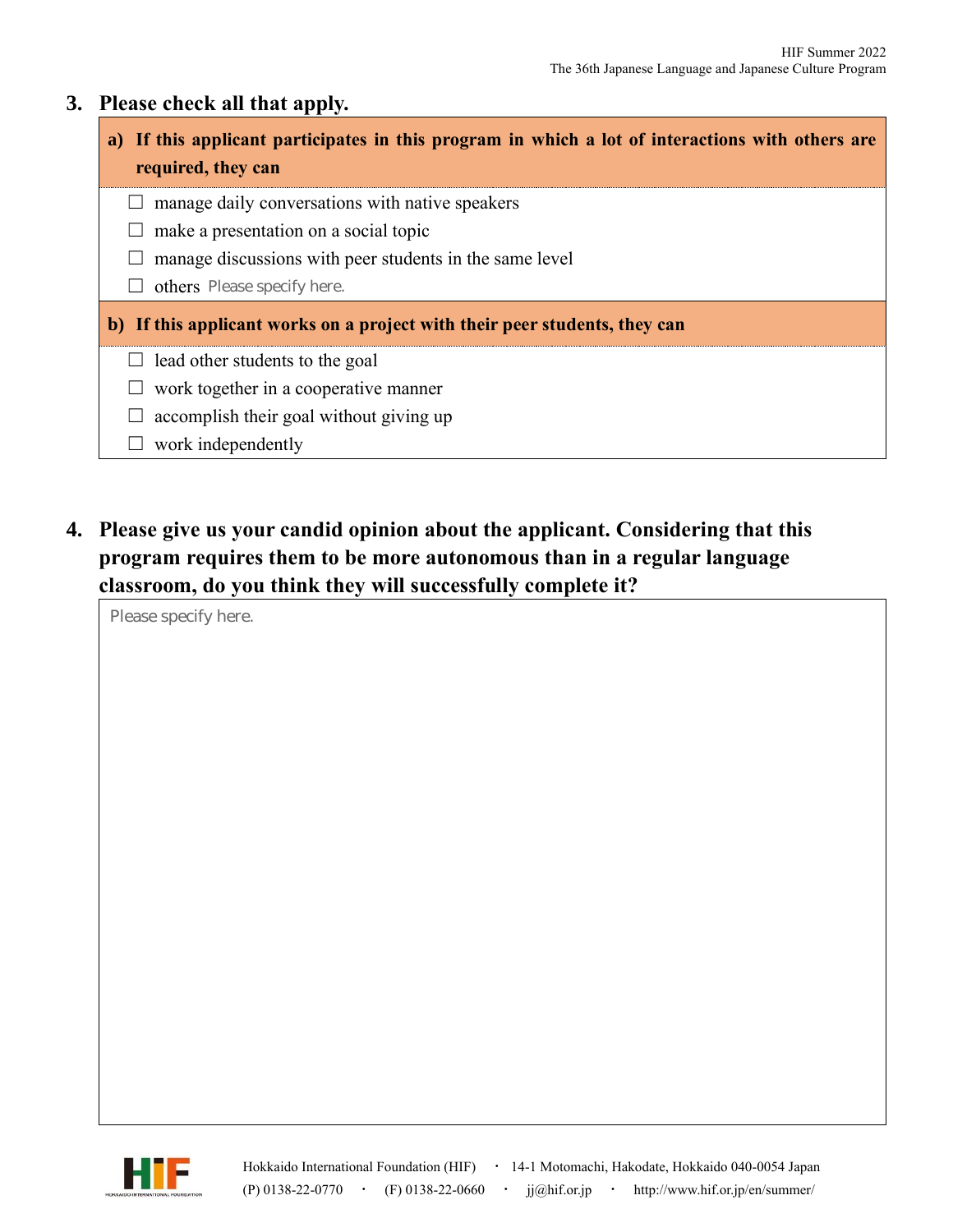## 3. Please check all that apply.

**a) If this applicant participates in this program in which a lot of interactions with others are required, they can**

- ☐ manage daily conversations with native speakers
- ☐ make a presentation on a social topic
- ☐ manage discussions with peer students in the same level
- ☐ others Please specify here.

**b) If this applicant works on a project with their peer students, they can**

- ☐ lead other students to the goal
- ☐ work together in a cooperative manner
- ☐ accomplish their goal without giving up
- ☐ work independently

## 4. Please give us your candid opinion about the applicant. Considering that this program requires them to be more autonomous than in a regular language classroom, do you think they will successfully complete it?

Please specify here.

Hokkaido International Foundation (HIF) ・ 14-1 Motomachi, Hakodate, Hokkaido 040-0054 Japan
(P) 0138-22-0770 ・ (F) 0138-22-0660 ・ jj@hif.or.jp ・ http://www.hif.or.jp/en/summer/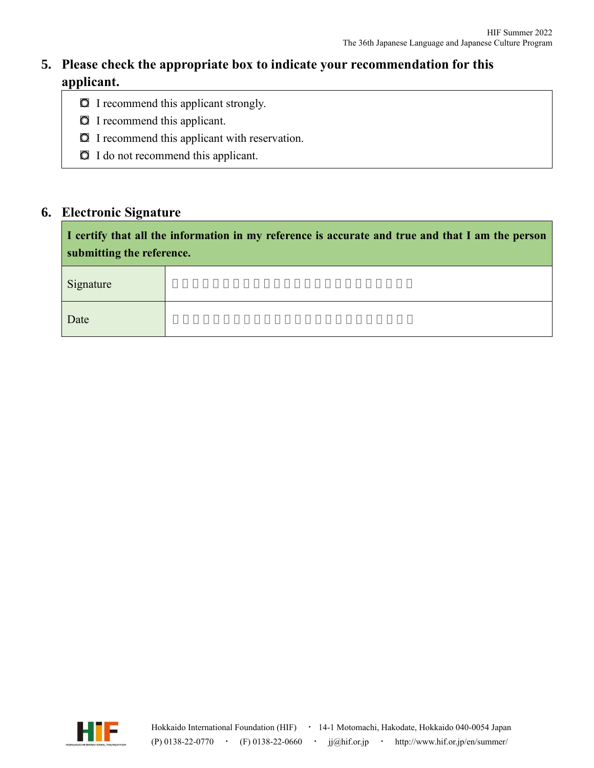## 5. Please check the appropriate box to indicate your recommendation for this applicant.

- ◘ I recommend this applicant strongly.
- ◘ I recommend this applicant.
- ◘ I recommend this applicant with reservation.
- ◘ I do not recommend this applicant.

## 6. Electronic Signature

| I certify that all the information in my reference is accurate and true and that I am the person submitting the reference. | |
|---|---|
| Signature | |
| Date | |

Hokkaido International Foundation (HIF) ・ 14-1 Motomachi, Hakodate, Hokkaido 040-0054 Japan
(P) 0138-22-0770 ・ (F) 0138-22-0660 ・ jj@hif.or.jp ・ http://www.hif.or.jp/en/summer/